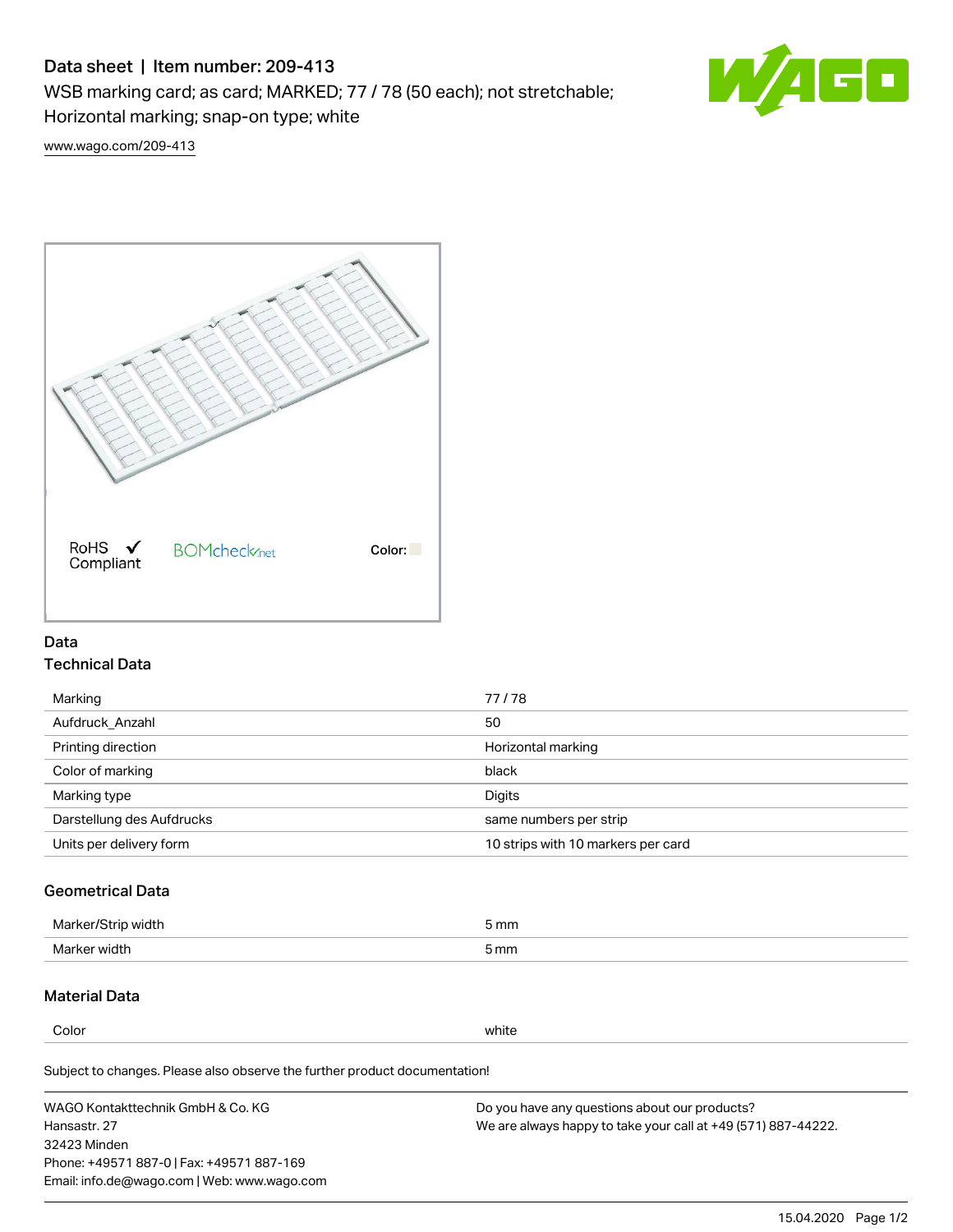# Data sheet | Item number: 209-413

WSB marking card; as card; MARKED; 77 / 78 (50 each); not stretchable; Horizontal marking; snap-on type; white

www.wago.com/209-413

RoHS Compliant ✔ BOMcheck.net Color:

## Data

### Technical Data

| | |
|---|---|
| Marking | 77 / 78 |
| Aufdruck_Anzahl | 50 |
| Printing direction | Horizontal marking |
| Color of marking | black |
| Marking type | Digits |
| Darstellung des Aufdrucks | same numbers per strip |
| Units per delivery form | 10 strips with 10 markers per card |

### Geometrical Data

| | |
|---|---|
| Marker/Strip width | 5 mm |
| Marker width | 5 mm |

### Material Data

| | |
|---|---|
| Color | white |

Subject to changes. Please also observe the further product documentation!

WAGO Kontakttechnik GmbH & Co. KG
Hansastr. 27
32423 Minden
Phone: +49571 887-0 | Fax: +49571 887-169
Email: info.de@wago.com | Web: www.wago.com

Do you have any questions about our products?
We are always happy to take your call at +49 (571) 887-44222.

15.04.2020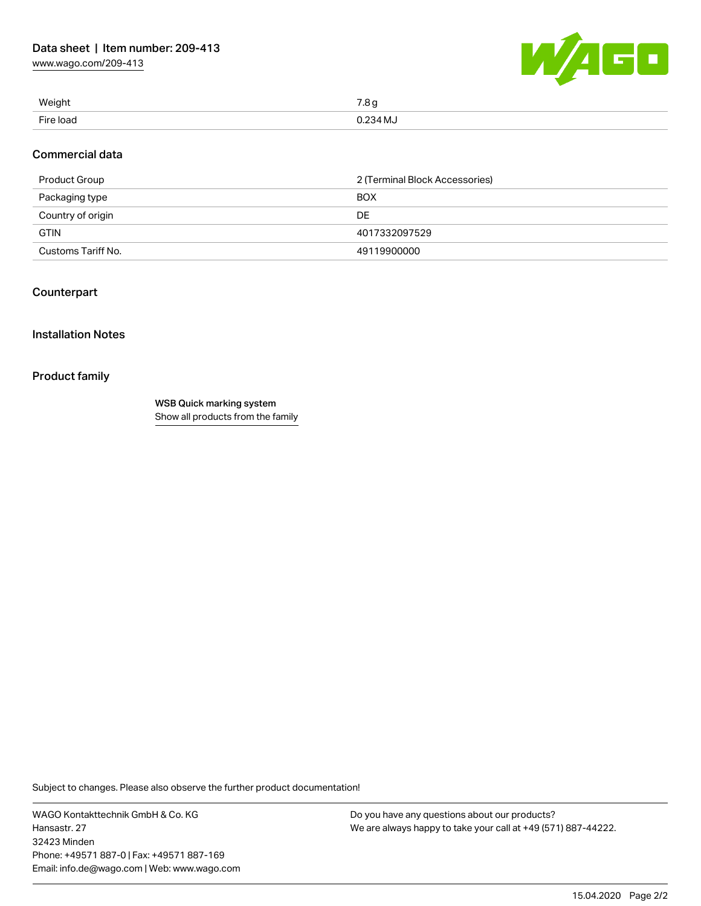| | |
|---|---|
| Weight | 7.8 g |
| Fire load | 0.234 MJ |

## Commercial data

| | |
|---|---|
| Product Group | 2 (Terminal Block Accessories) |
| Packaging type | BOX |
| Country of origin | DE |
| GTIN | 4017332097529 |
| Customs Tariff No. | 49119900000 |

## Counterpart

## Installation Notes

## Product family

WSB Quick marking system
Show all products from the family

Subject to changes. Please also observe the further product documentation!

WAGO Kontakttechnik GmbH & Co. KG
Hansastr. 27
32423 Minden
Phone: +49571 887-0 | Fax: +49571 887-169
Email: info.de@wago.com | Web: www.wago.com

Do you have any questions about our products?
We are always happy to take your call at +49 (571) 887-44222.